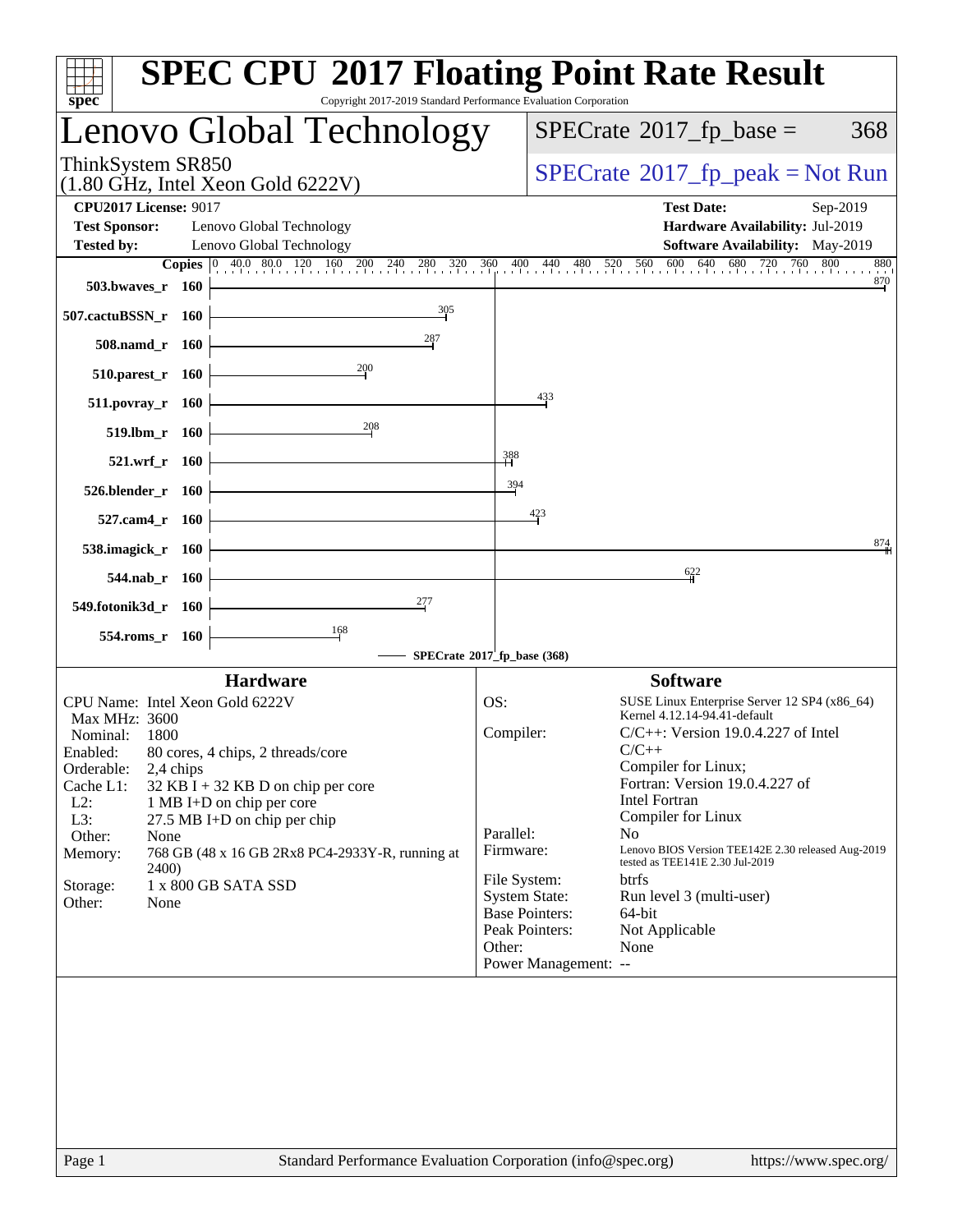# SPEC CPU 2017 Floating Point Rate Result

Copyright 2017-2019 Standard Performance Evaluation Corporation

## Lenovo Global Technology

ThinkSystem SR850
(1.80 GHz, Intel Xeon Gold 6222V)

SPECrate 2017_fp_base = 368

SPECrate 2017_fp_peak = Not Run

**CPU2017 License:** 9017
**Test Sponsor:** Lenovo Global Technology
**Tested by:** Lenovo Global Technology

**Test Date:** Sep-2019
**Hardware Availability:** Jul-2019
**Software Availability:** May-2019

| Benchmark | Copies | SPECrate 2017_fp_base |
|---|---|---|
| 503.bwaves_r | 160 | 870 |
| 507.cactuBSSN_r | 160 | 305 |
| 508.namd_r | 160 | 287 |
| 510.parest_r | 160 | 200 |
| 511.povray_r | 160 | 433 |
| 519.lbm_r | 160 | 208 |
| 521.wrf_r | 160 | 388 |
| 526.blender_r | 160 | 394 |
| 527.cam4_r | 160 | 423 |
| 538.imagick_r | 160 | 874 |
| 544.nab_r | 160 | 622 |
| 549.fotonik3d_r | 160 | 277 |
| 554.roms_r | 160 | 168 |

SPECrate 2017_fp_base (368)

### Hardware

| | |
|---|---|
| CPU Name: | Intel Xeon Gold 6222V |
| Max MHz: | 3600 |
| Nominal: | 1800 |
| Enabled: | 80 cores, 4 chips, 2 threads/core |
| Orderable: | 2,4 chips |
| Cache L1: | 32 KB I + 32 KB D on chip per core |
| L2: | 1 MB I+D on chip per core |
| L3: | 27.5 MB I+D on chip per chip |
| Other: | None |
| Memory: | 768 GB (48 x 16 GB 2Rx8 PC4-2933Y-R, running at 2400) |
| Storage: | 1 x 800 GB SATA SSD |
| Other: | None |

### Software

| | |
|---|---|
| OS: | SUSE Linux Enterprise Server 12 SP4 (x86_64) Kernel 4.12.14-94.41-default |
| Compiler: | C/C++: Version 19.0.4.227 of Intel C/C++ Compiler for Linux; Fortran: Version 19.0.4.227 of Intel Fortran Compiler for Linux |
| Parallel: | No |
| Firmware: | Lenovo BIOS Version TEE142E 2.30 released Aug-2019 tested as TEE141E 2.30 Jul-2019 |
| File System: | btrfs |
| System State: | Run level 3 (multi-user) |
| Base Pointers: | 64-bit |
| Peak Pointers: | Not Applicable |
| Other: | None |
| Power Management: | -- |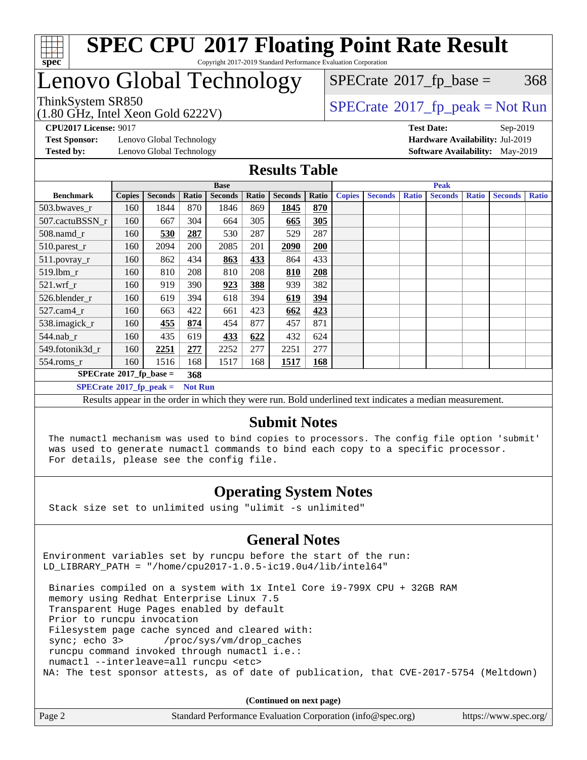# SPEC CPU 2017 Floating Point Rate Result

Copyright 2017-2019 Standard Performance Evaluation Corporation

# Lenovo Global Technology

ThinkSystem SR850
(1.80 GHz, Intel Xeon Gold 6222V)

SPECrate 2017_fp_base = 368

SPECrate 2017_fp_peak = Not Run

**CPU2017 License:** 9017
**Test Sponsor:** Lenovo Global Technology
**Tested by:** Lenovo Global Technology

**Test Date:** Sep-2019
**Hardware Availability:** Jul-2019
**Software Availability:** May-2019

## Results Table

| Benchmark | Base | | | | | | | Peak | | | | | | |
|---|---|---|---|---|---|---|---|---|---|---|---|---|---|---|
| | Copies | Seconds | Ratio | Seconds | Ratio | Seconds | Ratio | Copies | Seconds | Ratio | Seconds | Ratio | Seconds | Ratio |
| 503.bwaves_r | 160 | 1844 | 870 | 1846 | 869 | **1845** | **870** | | | | | | | |
| 507.cactuBSSN_r | 160 | 667 | 304 | 664 | 305 | **665** | **305** | | | | | | | |
| 508.namd_r | 160 | **530** | **287** | 530 | 287 | 529 | 287 | | | | | | | |
| 510.parest_r | 160 | 2094 | 200 | 2085 | 201 | **2090** | **200** | | | | | | | |
| 511.povray_r | 160 | 862 | 434 | **863** | **433** | 864 | 433 | | | | | | | |
| 519.lbm_r | 160 | 810 | 208 | 810 | 208 | **810** | **208** | | | | | | | |
| 521.wrf_r | 160 | 919 | 390 | **923** | **388** | 939 | 382 | | | | | | | |
| 526.blender_r | 160 | 619 | 394 | 618 | 394 | **619** | **394** | | | | | | | |
| 527.cam4_r | 160 | 663 | 422 | 661 | 423 | **662** | **423** | | | | | | | |
| 538.imagick_r | 160 | **455** | **874** | 454 | 877 | 457 | 871 | | | | | | | |
| 544.nab_r | 160 | 435 | 619 | **433** | **622** | 432 | 624 | | | | | | | |
| 549.fotonik3d_r | 160 | **2251** | **277** | 2252 | 277 | 2251 | 277 | | | | | | | |
| 554.roms_r | 160 | 1516 | 168 | 1517 | 168 | **1517** | **168** | | | | | | | |

**SPECrate 2017_fp_base = 368**

**SPECrate 2017_fp_peak = Not Run**

Results appear in the order in which they were run. Bold underlined text indicates a median measurement.

## Submit Notes

```
The numactl mechanism was used to bind copies to processors. The config file option 'submit'
was used to generate numactl commands to bind each copy to a specific processor.
For details, please see the config file.
```

## Operating System Notes

```
Stack size set to unlimited using "ulimit -s unlimited"
```

## General Notes

```
Environment variables set by runcpu before the start of the run:
LD_LIBRARY_PATH = "/home/cpu2017-1.0.5-ic19.0u4/lib/intel64"

 Binaries compiled on a system with 1x Intel Core i9-799X CPU + 32GB RAM
 memory using Redhat Enterprise Linux 7.5
 Transparent Huge Pages enabled by default
 Prior to runcpu invocation
 Filesystem page cache synced and cleared with:
 sync; echo 3>       /proc/sys/vm/drop_caches
 runcpu command invoked through numactl i.e.:
 numactl --interleave=all runcpu <etc>
NA: The test sponsor attests, as of date of publication, that CVE-2017-5754 (Meltdown)
```

**(Continued on next page)**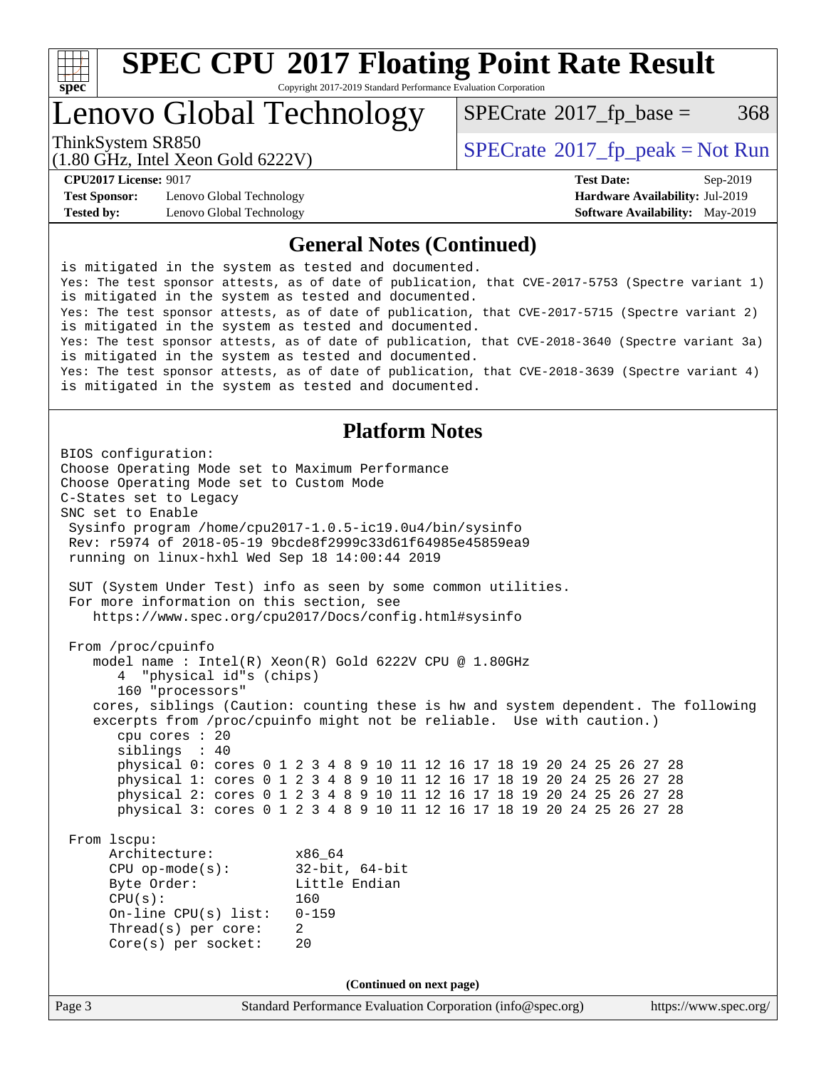# SPEC CPU 2017 Floating Point Rate Result

Copyright 2017-2019 Standard Performance Evaluation Corporation

## Lenovo Global Technology

ThinkSystem SR850
(1.80 GHz, Intel Xeon Gold 6222V)

SPECrate 2017_fp_base = 368

SPECrate 2017_fp_peak = Not Run

**CPU2017 License:** 9017
**Test Sponsor:** Lenovo Global Technology
**Tested by:** Lenovo Global Technology

**Test Date:** Sep-2019
**Hardware Availability:** Jul-2019
**Software Availability:** May-2019

### General Notes (Continued)

```
is mitigated in the system as tested and documented.
Yes: The test sponsor attests, as of date of publication, that CVE-2017-5753 (Spectre variant 1)
is mitigated in the system as tested and documented.
Yes: The test sponsor attests, as of date of publication, that CVE-2017-5715 (Spectre variant 2)
is mitigated in the system as tested and documented.
Yes: The test sponsor attests, as of date of publication, that CVE-2018-3640 (Spectre variant 3a)
is mitigated in the system as tested and documented.
Yes: The test sponsor attests, as of date of publication, that CVE-2018-3639 (Spectre variant 4)
is mitigated in the system as tested and documented.
```

### Platform Notes

```
BIOS configuration:
Choose Operating Mode set to Maximum Performance
Choose Operating Mode set to Custom Mode
C-States set to Legacy
SNC set to Enable
 Sysinfo program /home/cpu2017-1.0.5-ic19.0u4/bin/sysinfo
 Rev: r5974 of 2018-05-19 9bcde8f2999c33d61f64985e45859ea9
 running on linux-hxhl Wed Sep 18 14:00:44 2019

 SUT (System Under Test) info as seen by some common utilities.
 For more information on this section, see
    https://www.spec.org/cpu2017/Docs/config.html#sysinfo

 From /proc/cpuinfo
    model name : Intel(R) Xeon(R) Gold 6222V CPU @ 1.80GHz
       4  "physical id"s (chips)
       160 "processors"
    cores, siblings (Caution: counting these is hw and system dependent. The following
    excerpts from /proc/cpuinfo might not be reliable.  Use with caution.)
       cpu cores : 20
       siblings  : 40
       physical 0: cores 0 1 2 3 4 8 9 10 11 12 16 17 18 19 20 24 25 26 27 28
       physical 1: cores 0 1 2 3 4 8 9 10 11 12 16 17 18 19 20 24 25 26 27 28
       physical 2: cores 0 1 2 3 4 8 9 10 11 12 16 17 18 19 20 24 25 26 27 28
       physical 3: cores 0 1 2 3 4 8 9 10 11 12 16 17 18 19 20 24 25 26 27 28

 From lscpu:
      Architecture:          x86_64
      CPU op-mode(s):        32-bit, 64-bit
      Byte Order:            Little Endian
      CPU(s):                160
      On-line CPU(s) list:   0-159
      Thread(s) per core:    2
      Core(s) per socket:    20
```

**(Continued on next page)**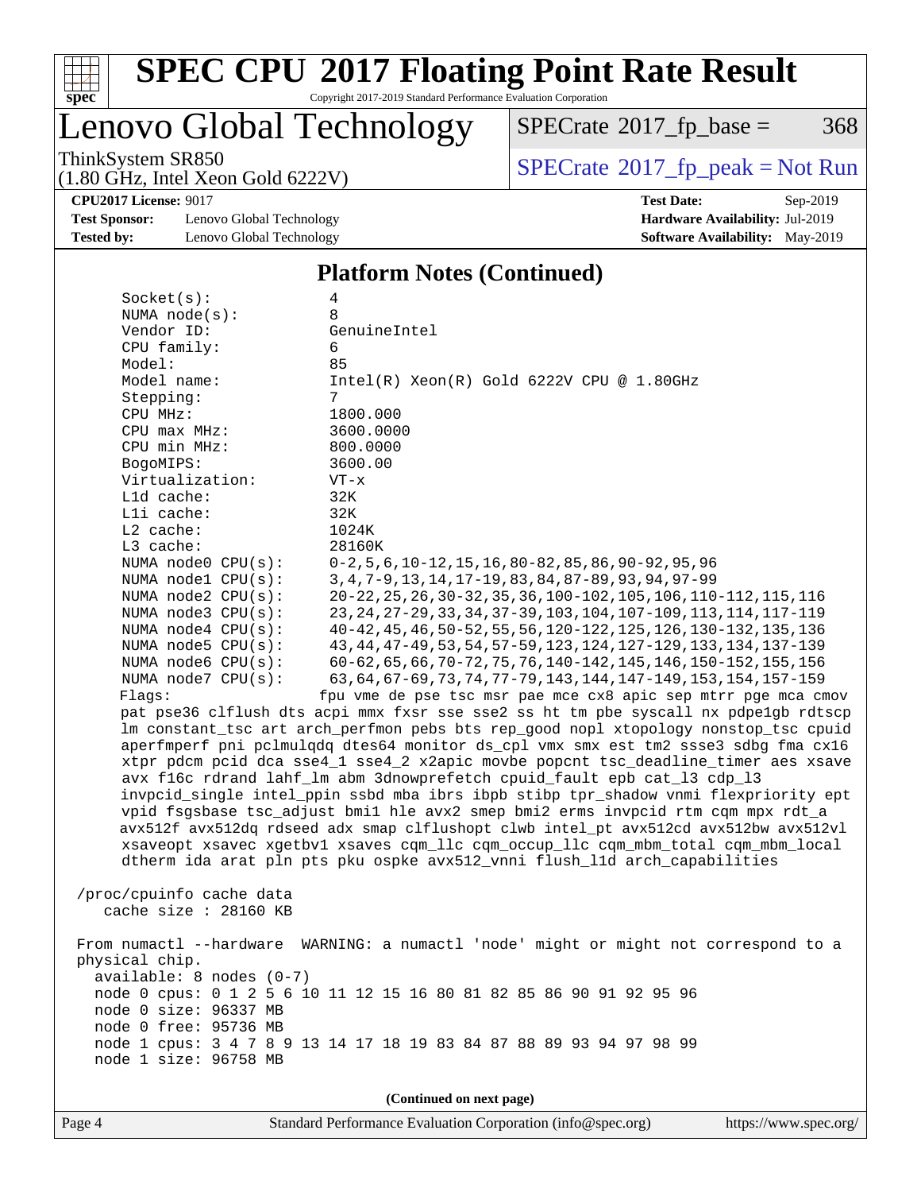# SPEC CPU 2017 Floating Point Rate Result

Copyright 2017-2019 Standard Performance Evaluation Corporation

## Lenovo Global Technology

ThinkSystem SR850
(1.80 GHz, Intel Xeon Gold 6222V)

SPECrate 2017_fp_base = 368

SPECrate 2017_fp_peak = Not Run

**CPU2017 License:** 9017
**Test Sponsor:** Lenovo Global Technology
**Tested by:** Lenovo Global Technology

**Test Date:** Sep-2019
**Hardware Availability:** Jul-2019
**Software Availability:** May-2019

### Platform Notes (Continued)

```
     Socket(s):             4
     NUMA node(s):          8
     Vendor ID:             GenuineIntel
     CPU family:            6
     Model:                 85
     Model name:            Intel(R) Xeon(R) Gold 6222V CPU @ 1.80GHz
     Stepping:              7
     CPU MHz:               1800.000
     CPU max MHz:           3600.0000
     CPU min MHz:           800.0000
     BogoMIPS:              3600.00
     Virtualization:        VT-x
     L1d cache:             32K
     L1i cache:             32K
     L2 cache:              1024K
     L3 cache:              28160K
     NUMA node0 CPU(s):     0-2,5,6,10-12,15,16,80-82,85,86,90-92,95,96
     NUMA node1 CPU(s):     3,4,7-9,13,14,17-19,83,84,87-89,93,94,97-99
     NUMA node2 CPU(s):     20-22,25,26,30-32,35,36,100-102,105,106,110-112,115,116
     NUMA node3 CPU(s):     23,24,27-29,33,34,37-39,103,104,107-109,113,114,117-119
     NUMA node4 CPU(s):     40-42,45,46,50-52,55,56,120-122,125,126,130-132,135,136
     NUMA node5 CPU(s):     43,44,47-49,53,54,57-59,123,124,127-129,133,134,137-139
     NUMA node6 CPU(s):     60-62,65,66,70-72,75,76,140-142,145,146,150-152,155,156
     NUMA node7 CPU(s):     63,64,67-69,73,74,77-79,143,144,147-149,153,154,157-159
     Flags:                 fpu vme de pse tsc msr pae mce cx8 apic sep mtrr pge mca cmov
     pat pse36 clflush dts acpi mmx fxsr sse sse2 ss ht tm pbe syscall nx pdpe1gb rdtscp
     lm constant_tsc art arch_perfmon pebs bts rep_good nopl xtopology nonstop_tsc cpuid
     aperfmperf pni pclmulqdq dtes64 monitor ds_cpl vmx smx est tm2 ssse3 sdbg fma cx16
     xtpr pdcm pcid dca sse4_1 sse4_2 x2apic movbe popcnt tsc_deadline_timer aes xsave
     avx f16c rdrand lahf_lm abm 3dnowprefetch cpuid_fault epb cat_l3 cdp_l3
     invpcid_single intel_ppin ssbd mba ibrs ibpb stibp tpr_shadow vnmi flexpriority ept
     vpid fsgsbase tsc_adjust bmi1 hle avx2 smep bmi2 erms invpcid rtm cqm mpx rdt_a
     avx512f avx512dq rdseed adx smap clflushopt clwb intel_pt avx512cd avx512bw avx512vl
     xsaveopt xsavec xgetbv1 xsaves cqm_llc cqm_occup_llc cqm_mbm_total cqm_mbm_local
     dtherm ida arat pln pts pku ospke avx512_vnni flush_l1d arch_capabilities

 /proc/cpuinfo cache data
    cache size : 28160 KB

 From numactl --hardware  WARNING: a numactl 'node' might or might not correspond to a
 physical chip.
   available: 8 nodes (0-7)
   node 0 cpus: 0 1 2 5 6 10 11 12 15 16 80 81 82 85 86 90 91 92 95 96
   node 0 size: 96337 MB
   node 0 free: 95736 MB
   node 1 cpus: 3 4 7 8 9 13 14 17 18 19 83 84 87 88 89 93 94 97 98 99
   node 1 size: 96758 MB
```

(Continued on next page)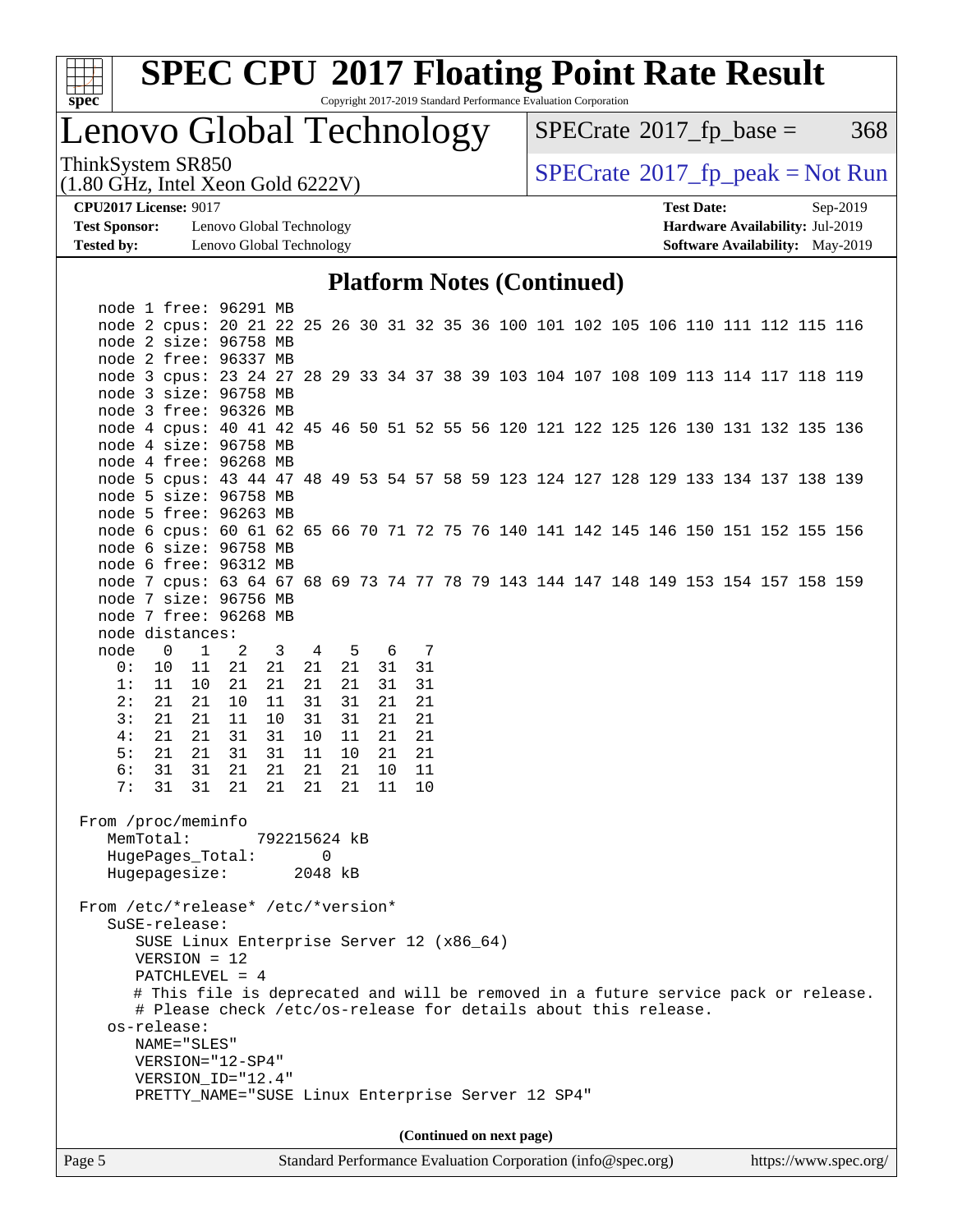# SPEC CPU 2017 Floating Point Rate Result

Copyright 2017-2019 Standard Performance Evaluation Corporation

## Lenovo Global Technology

ThinkSystem SR850
(1.80 GHz, Intel Xeon Gold 6222V)

SPECrate 2017_fp_base = 368

SPECrate 2017_fp_peak = Not Run

**CPU2017 License:** 9017
**Test Sponsor:** Lenovo Global Technology
**Tested by:** Lenovo Global Technology

**Test Date:** Sep-2019
**Hardware Availability:** Jul-2019
**Software Availability:** May-2019

### Platform Notes (Continued)

```
   node 1 free: 96291 MB
   node 2 cpus: 20 21 22 25 26 30 31 32 35 36 100 101 102 105 106 110 111 112 115 116
   node 2 size: 96758 MB
   node 2 free: 96337 MB
   node 3 cpus: 23 24 27 28 29 33 34 37 38 39 103 104 107 108 109 113 114 117 118 119
   node 3 size: 96758 MB
   node 3 free: 96326 MB
   node 4 cpus: 40 41 42 45 46 50 51 52 55 56 120 121 122 125 126 130 131 132 135 136
   node 4 size: 96758 MB
   node 4 free: 96268 MB
   node 5 cpus: 43 44 47 48 49 53 54 57 58 59 123 124 127 128 129 133 134 137 138 139
   node 5 size: 96758 MB
   node 5 free: 96263 MB
   node 6 cpus: 60 61 62 65 66 70 71 72 75 76 140 141 142 145 146 150 151 152 155 156
   node 6 size: 96758 MB
   node 6 free: 96312 MB
   node 7 cpus: 63 64 67 68 69 73 74 77 78 79 143 144 147 148 149 153 154 157 158 159
   node 7 size: 96756 MB
   node 7 free: 96268 MB
   node distances:
   node   0   1   2   3   4   5   6   7
     0:  10  11  21  21  21  21  31  31
     1:  11  10  21  21  21  21  31  31
     2:  21  21  10  11  31  31  21  21
     3:  21  21  11  10  31  31  21  21
     4:  21  21  31  31  10  11  21  21
     5:  21  21  31  31  11  10  21  21
     6:  31  31  21  21  21  21  10  11
     7:  31  31  21  21  21  21  11  10

 From /proc/meminfo
    MemTotal:       792215624 kB
    HugePages_Total:       0
    Hugepagesize:       2048 kB

 From /etc/*release* /etc/*version*
    SuSE-release:
       SUSE Linux Enterprise Server 12 (x86_64)
       VERSION = 12
       PATCHLEVEL = 4
       # This file is deprecated and will be removed in a future service pack or release.
       # Please check /etc/os-release for details about this release.
    os-release:
       NAME="SLES"
       VERSION="12-SP4"
       VERSION_ID="12.4"
       PRETTY_NAME="SUSE Linux Enterprise Server 12 SP4"
```

**(Continued on next page)**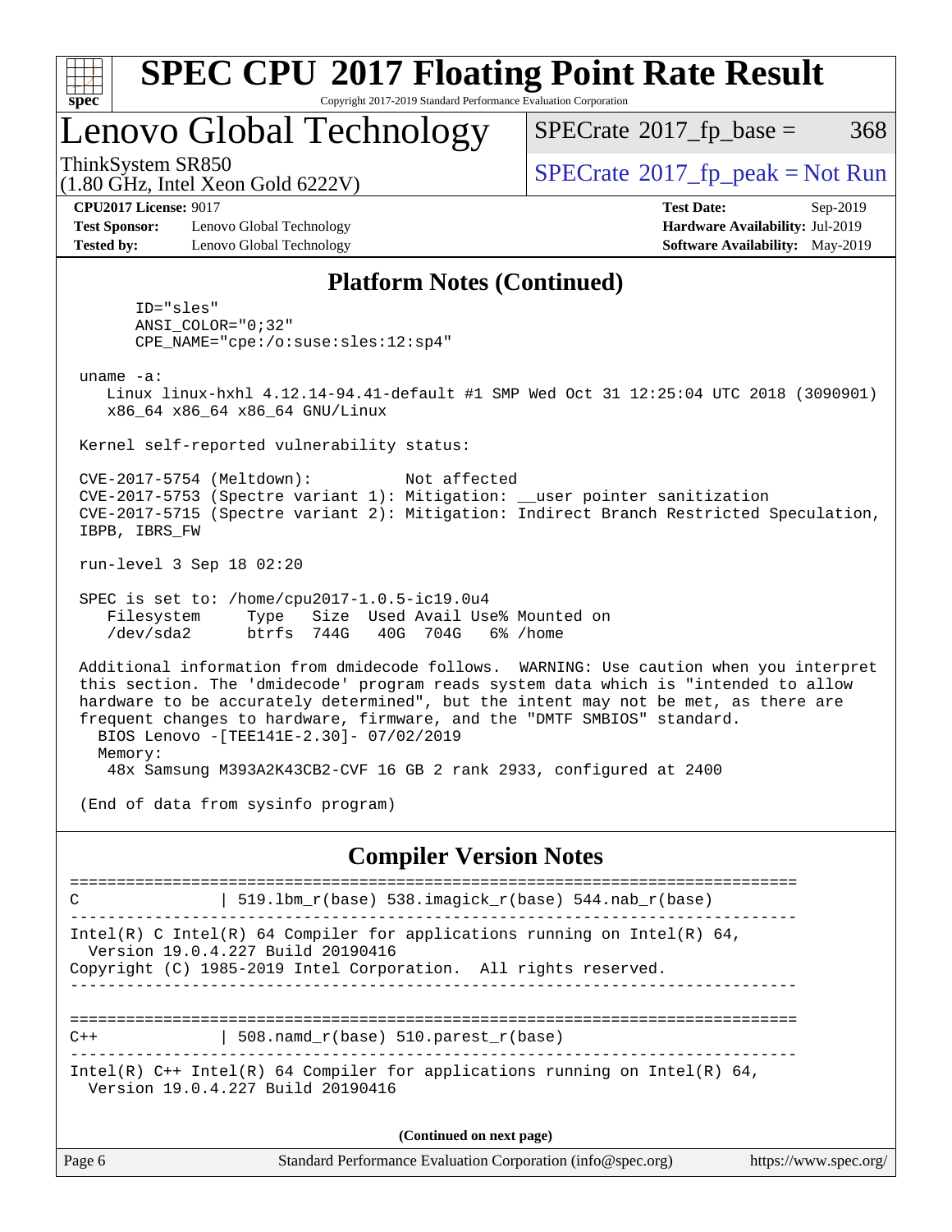## Platform Notes (Continued)

```
       ID="sles"
       ANSI_COLOR="0;32"
       CPE_NAME="cpe:/o:suse:sles:12:sp4"

 uname -a:
    Linux linux-hxhl 4.12.14-94.41-default #1 SMP Wed Oct 31 12:25:04 UTC 2018 (3090901)
    x86_64 x86_64 x86_64 GNU/Linux

 Kernel self-reported vulnerability status:

 CVE-2017-5754 (Meltdown):          Not affected
 CVE-2017-5753 (Spectre variant 1): Mitigation: __user pointer sanitization
 CVE-2017-5715 (Spectre variant 2): Mitigation: Indirect Branch Restricted Speculation,
 IBPB, IBRS_FW

 run-level 3 Sep 18 02:20

 SPEC is set to: /home/cpu2017-1.0.5-ic19.0u4
    Filesystem     Type   Size  Used Avail Use% Mounted on
    /dev/sda2      btrfs  744G   40G  704G   6% /home

 Additional information from dmidecode follows.  WARNING: Use caution when you interpret
 this section. The 'dmidecode' program reads system data which is "intended to allow
 hardware to be accurately determined", but the intent may not be met, as there are
 frequent changes to hardware, firmware, and the "DMTF SMBIOS" standard.
   BIOS Lenovo -[TEE141E-2.30]- 07/02/2019
   Memory:
     48x Samsung M393A2K43CB2-CVF 16 GB 2 rank 2933, configured at 2400

 (End of data from sysinfo program)
```

## Compiler Version Notes

```
==============================================================================
C               | 519.lbm_r(base) 538.imagick_r(base) 544.nab_r(base)
------------------------------------------------------------------------------
Intel(R) C Intel(R) 64 Compiler for applications running on Intel(R) 64,
  Version 19.0.4.227 Build 20190416
Copyright (C) 1985-2019 Intel Corporation.  All rights reserved.
------------------------------------------------------------------------------

==============================================================================
C++             | 508.namd_r(base) 510.parest_r(base)
------------------------------------------------------------------------------
Intel(R) C++ Intel(R) 64 Compiler for applications running on Intel(R) 64,
  Version 19.0.4.227 Build 20190416
```

(Continued on next page)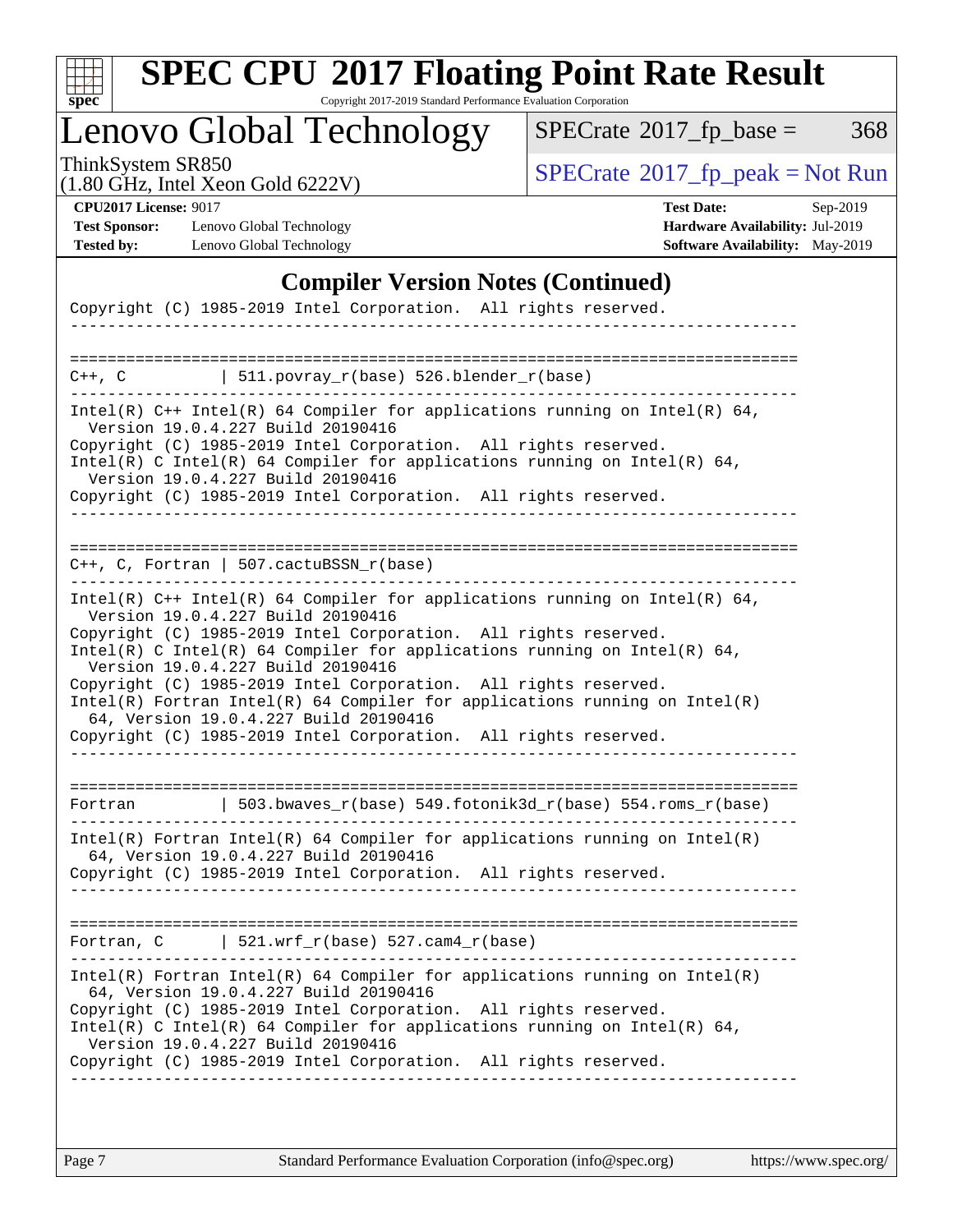## Compiler Version Notes (Continued)

```
Copyright (C) 1985-2019 Intel Corporation.  All rights reserved.
------------------------------------------------------------------------------

==============================================================================
C++, C          | 511.povray_r(base) 526.blender_r(base)
------------------------------------------------------------------------------
Intel(R) C++ Intel(R) 64 Compiler for applications running on Intel(R) 64,
  Version 19.0.4.227 Build 20190416
Copyright (C) 1985-2019 Intel Corporation.  All rights reserved.
Intel(R) C Intel(R) 64 Compiler for applications running on Intel(R) 64,
  Version 19.0.4.227 Build 20190416
Copyright (C) 1985-2019 Intel Corporation.  All rights reserved.
------------------------------------------------------------------------------

==============================================================================
C++, C, Fortran | 507.cactuBSSN_r(base)
------------------------------------------------------------------------------
Intel(R) C++ Intel(R) 64 Compiler for applications running on Intel(R) 64,
  Version 19.0.4.227 Build 20190416
Copyright (C) 1985-2019 Intel Corporation.  All rights reserved.
Intel(R) C Intel(R) 64 Compiler for applications running on Intel(R) 64,
  Version 19.0.4.227 Build 20190416
Copyright (C) 1985-2019 Intel Corporation.  All rights reserved.
Intel(R) Fortran Intel(R) 64 Compiler for applications running on Intel(R)
  64, Version 19.0.4.227 Build 20190416
Copyright (C) 1985-2019 Intel Corporation.  All rights reserved.
------------------------------------------------------------------------------

==============================================================================
Fortran         | 503.bwaves_r(base) 549.fotonik3d_r(base) 554.roms_r(base)
------------------------------------------------------------------------------
Intel(R) Fortran Intel(R) 64 Compiler for applications running on Intel(R)
  64, Version 19.0.4.227 Build 20190416
Copyright (C) 1985-2019 Intel Corporation.  All rights reserved.
------------------------------------------------------------------------------

==============================================================================
Fortran, C      | 521.wrf_r(base) 527.cam4_r(base)
------------------------------------------------------------------------------
Intel(R) Fortran Intel(R) 64 Compiler for applications running on Intel(R)
  64, Version 19.0.4.227 Build 20190416
Copyright (C) 1985-2019 Intel Corporation.  All rights reserved.
Intel(R) C Intel(R) 64 Compiler for applications running on Intel(R) 64,
  Version 19.0.4.227 Build 20190416
Copyright (C) 1985-2019 Intel Corporation.  All rights reserved.
------------------------------------------------------------------------------
```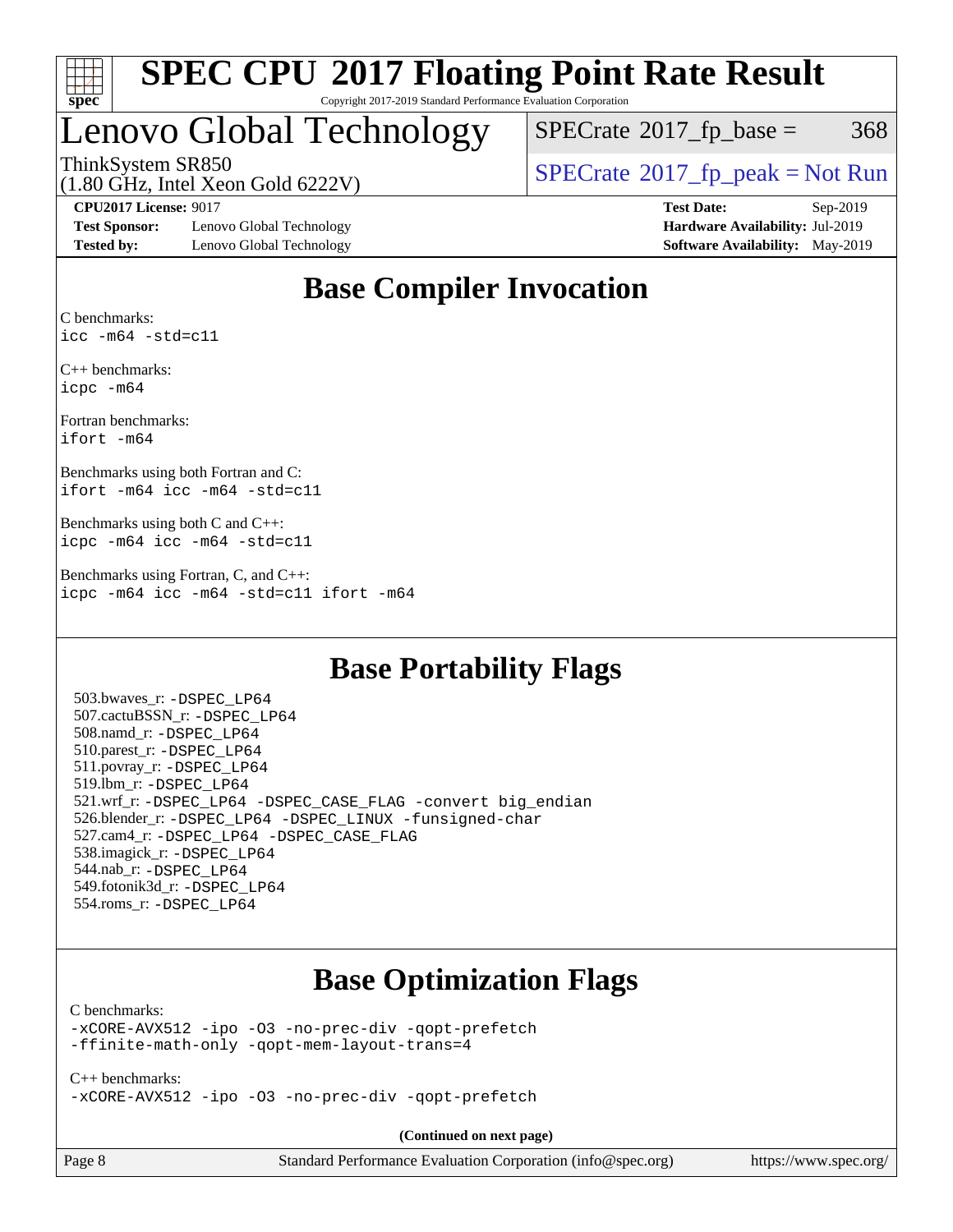# SPEC CPU 2017 Floating Point Rate Result

Copyright 2017-2019 Standard Performance Evaluation Corporation

## Lenovo Global Technology

ThinkSystem SR850
(1.80 GHz, Intel Xeon Gold 6222V)

SPECrate 2017_fp_base = 368

SPECrate 2017_fp_peak = Not Run

**CPU2017 License:** 9017
**Test Sponsor:** Lenovo Global Technology
**Tested by:** Lenovo Global Technology

**Test Date:** Sep-2019
**Hardware Availability:** Jul-2019
**Software Availability:** May-2019

## Base Compiler Invocation

C benchmarks:
`icc -m64 -std=c11`

C++ benchmarks:
`icpc -m64`

Fortran benchmarks:
`ifort -m64`

Benchmarks using both Fortran and C:
`ifort -m64 icc -m64 -std=c11`

Benchmarks using both C and C++:
`icpc -m64 icc -m64 -std=c11`

Benchmarks using Fortran, C, and C++:
`icpc -m64 icc -m64 -std=c11 ifort -m64`

## Base Portability Flags

503.bwaves_r: -DSPEC_LP64
507.cactuBSSN_r: -DSPEC_LP64
508.namd_r: -DSPEC_LP64
510.parest_r: -DSPEC_LP64
511.povray_r: -DSPEC_LP64
519.lbm_r: -DSPEC_LP64
521.wrf_r: -DSPEC_LP64 -DSPEC_CASE_FLAG -convert big_endian
526.blender_r: -DSPEC_LP64 -DSPEC_LINUX -funsigned-char
527.cam4_r: -DSPEC_LP64 -DSPEC_CASE_FLAG
538.imagick_r: -DSPEC_LP64
544.nab_r: -DSPEC_LP64
549.fotonik3d_r: -DSPEC_LP64
554.roms_r: -DSPEC_LP64

## Base Optimization Flags

C benchmarks:
`-xCORE-AVX512 -ipo -O3 -no-prec-div -qopt-prefetch`
`-ffinite-math-only -qopt-mem-layout-trans=4`

C++ benchmarks:
`-xCORE-AVX512 -ipo -O3 -no-prec-div -qopt-prefetch`

**(Continued on next page)**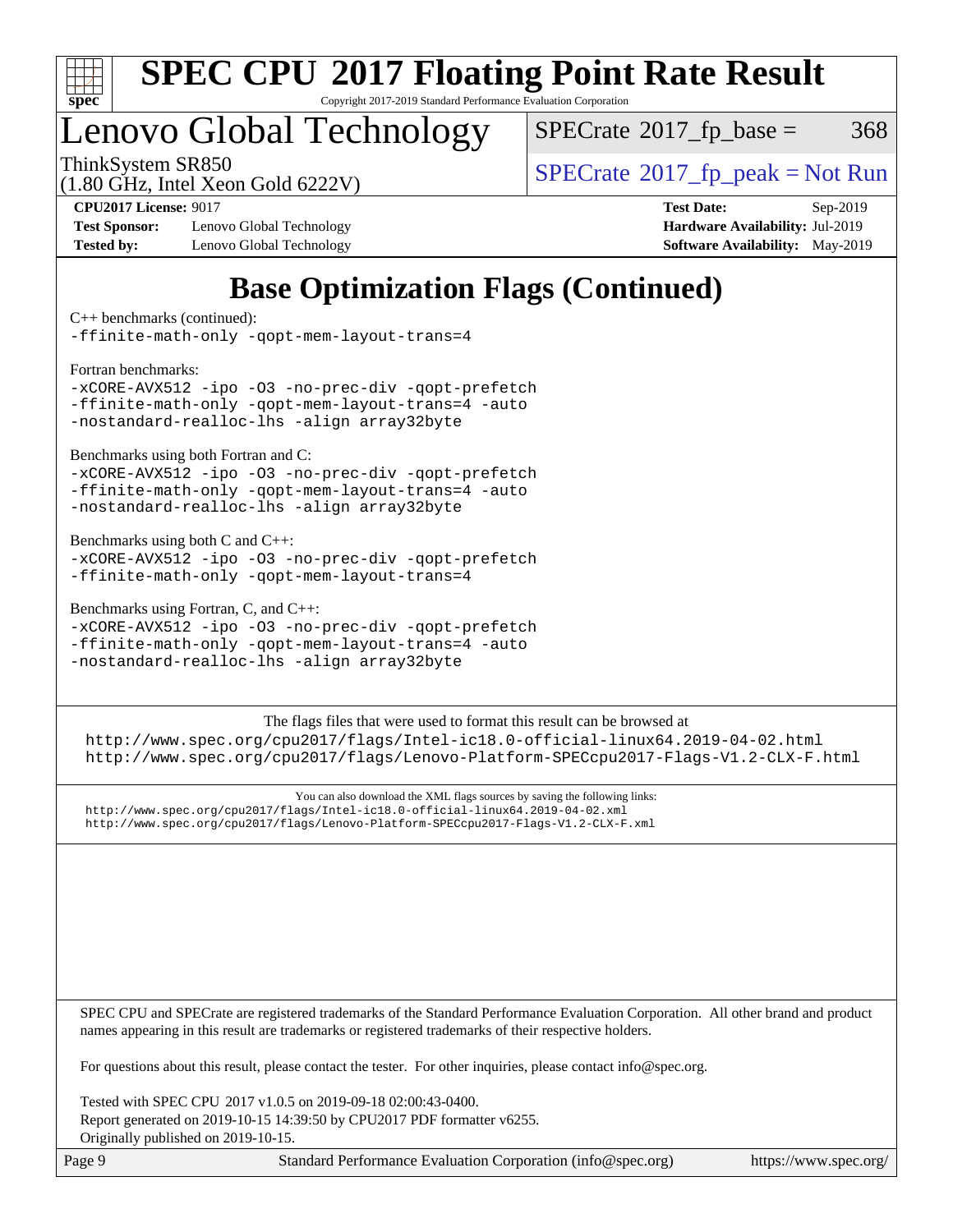# Base Optimization Flags (Continued)

C++ benchmarks (continued):
-ffinite-math-only -qopt-mem-layout-trans=4

Fortran benchmarks:
-xCORE-AVX512 -ipo -O3 -no-prec-div -qopt-prefetch
-ffinite-math-only -qopt-mem-layout-trans=4 -auto
-nostandard-realloc-lhs -align array32byte

Benchmarks using both Fortran and C:
-xCORE-AVX512 -ipo -O3 -no-prec-div -qopt-prefetch
-ffinite-math-only -qopt-mem-layout-trans=4 -auto
-nostandard-realloc-lhs -align array32byte

Benchmarks using both C and C++:
-xCORE-AVX512 -ipo -O3 -no-prec-div -qopt-prefetch
-ffinite-math-only -qopt-mem-layout-trans=4

Benchmarks using Fortran, C, and C++:
-xCORE-AVX512 -ipo -O3 -no-prec-div -qopt-prefetch
-ffinite-math-only -qopt-mem-layout-trans=4 -auto
-nostandard-realloc-lhs -align array32byte

The flags files that were used to format this result can be browsed at
http://www.spec.org/cpu2017/flags/Intel-ic18.0-official-linux64.2019-04-02.html
http://www.spec.org/cpu2017/flags/Lenovo-Platform-SPECcpu2017-Flags-V1.2-CLX-F.html

You can also download the XML flags sources by saving the following links:
http://www.spec.org/cpu2017/flags/Intel-ic18.0-official-linux64.2019-04-02.xml
http://www.spec.org/cpu2017/flags/Lenovo-Platform-SPECcpu2017-Flags-V1.2-CLX-F.xml

SPEC CPU and SPECrate are registered trademarks of the Standard Performance Evaluation Corporation. All other brand and product names appearing in this result are trademarks or registered trademarks of their respective holders.

For questions about this result, please contact the tester. For other inquiries, please contact info@spec.org.

Tested with SPEC CPU 2017 v1.0.5 on 2019-09-18 02:00:43-0400.
Report generated on 2019-10-15 14:39:50 by CPU2017 PDF formatter v6255.
Originally published on 2019-10-15.